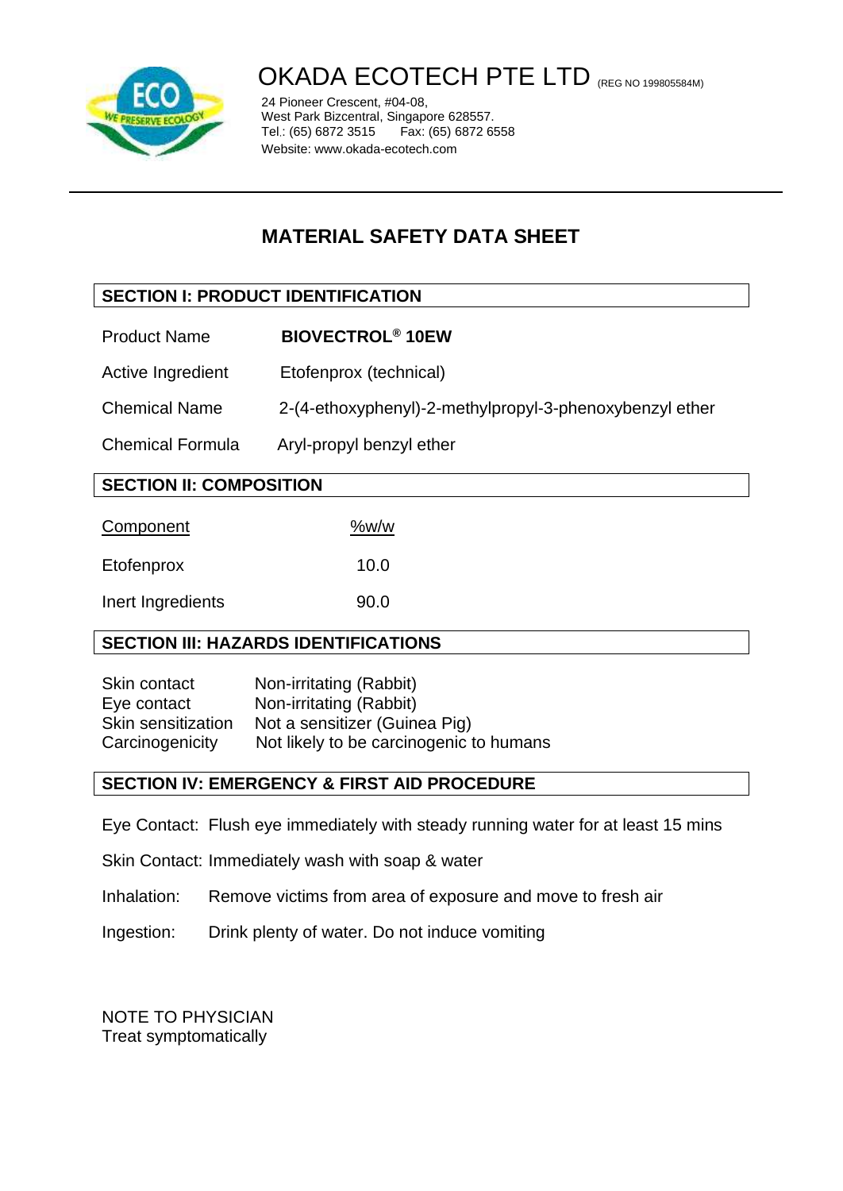# OKADA ECOTECH PTE LTD (REG NO 199805584M)

24 Pioneer Crescent, #04-08,
West Park Bizcentral, Singapore 628557.
Tel.: (65) 6872 3515 Fax: (65) 6872 6558
Website: www.okada-ecotech.com

## MATERIAL SAFETY DATA SHEET

### SECTION I: PRODUCT IDENTIFICATION

| | |
|---|---|
| Product Name | **BIOVECTROL® 10EW** |
| Active Ingredient | Etofenprox (technical) |
| Chemical Name | 2-(4-ethoxyphenyl)-2-methylpropyl-3-phenoxybenzyl ether |
| Chemical Formula | Aryl-propyl benzyl ether |

### SECTION II: COMPOSITION

| Component | %w/w |
|---|---|
| Etofenprox | 10.0 |
| Inert Ingredients | 90.0 |

### SECTION III: HAZARDS IDENTIFICATIONS

| | |
|---|---|
| Skin contact | Non-irritating (Rabbit) |
| Eye contact | Non-irritating (Rabbit) |
| Skin sensitization | Not a sensitizer (Guinea Pig) |
| Carcinogenicity | Not likely to be carcinogenic to humans |

### SECTION IV: EMERGENCY & FIRST AID PROCEDURE

Eye Contact: Flush eye immediately with steady running water for at least 15 mins

Skin Contact: Immediately wash with soap & water

Inhalation: Remove victims from area of exposure and move to fresh air

Ingestion: Drink plenty of water. Do not induce vomiting

NOTE TO PHYSICIAN
Treat symptomatically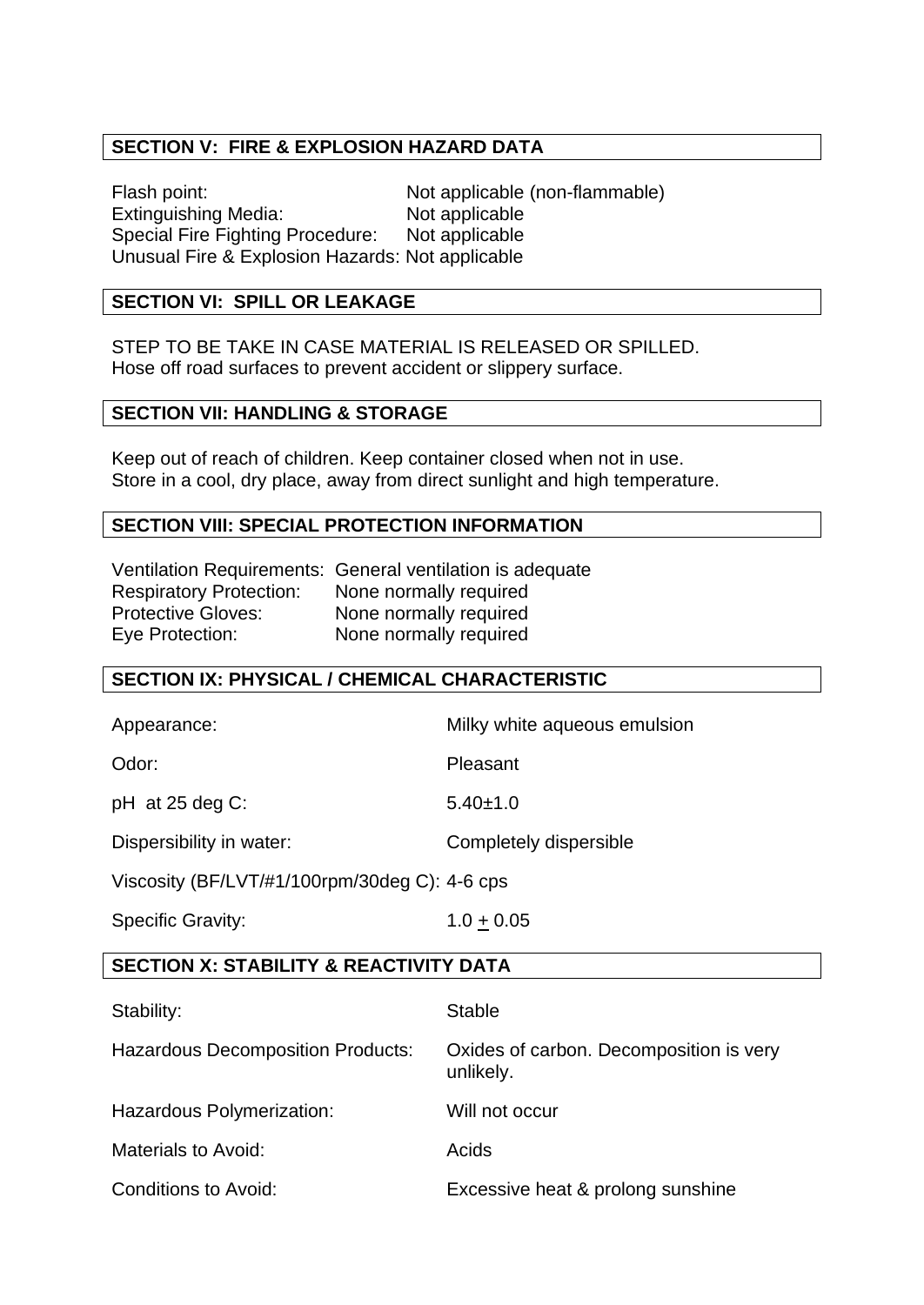## SECTION V: FIRE & EXPLOSION HAZARD DATA

Flash point: Not applicable (non-flammable)
Extinguishing Media: Not applicable
Special Fire Fighting Procedure: Not applicable
Unusual Fire & Explosion Hazards: Not applicable

## SECTION VI: SPILL OR LEAKAGE

STEP TO BE TAKE IN CASE MATERIAL IS RELEASED OR SPILLED.
Hose off road surfaces to prevent accident or slippery surface.

## SECTION VII: HANDLING & STORAGE

Keep out of reach of children. Keep container closed when not in use.
Store in a cool, dry place, away from direct sunlight and high temperature.

## SECTION VIII: SPECIAL PROTECTION INFORMATION

Ventilation Requirements: General ventilation is adequate
Respiratory Protection: None normally required
Protective Gloves: None normally required
Eye Protection: None normally required

## SECTION IX: PHYSICAL / CHEMICAL CHARACTERISTIC

| | |
|---|---|
| Appearance: | Milky white aqueous emulsion |
| Odor: | Pleasant |
| pH at 25 deg C: | 5.40±1.0 |
| Dispersibility in water: | Completely dispersible |
| Viscosity (BF/LVT/#1/100rpm/30deg C): | 4-6 cps |
| Specific Gravity: | 1.0 ± 0.05 |

## SECTION X: STABILITY & REACTIVITY DATA

| | |
|---|---|
| Stability: | Stable |
| Hazardous Decomposition Products: | Oxides of carbon. Decomposition is very unlikely. |
| Hazardous Polymerization: | Will not occur |
| Materials to Avoid: | Acids |
| Conditions to Avoid: | Excessive heat & prolong sunshine |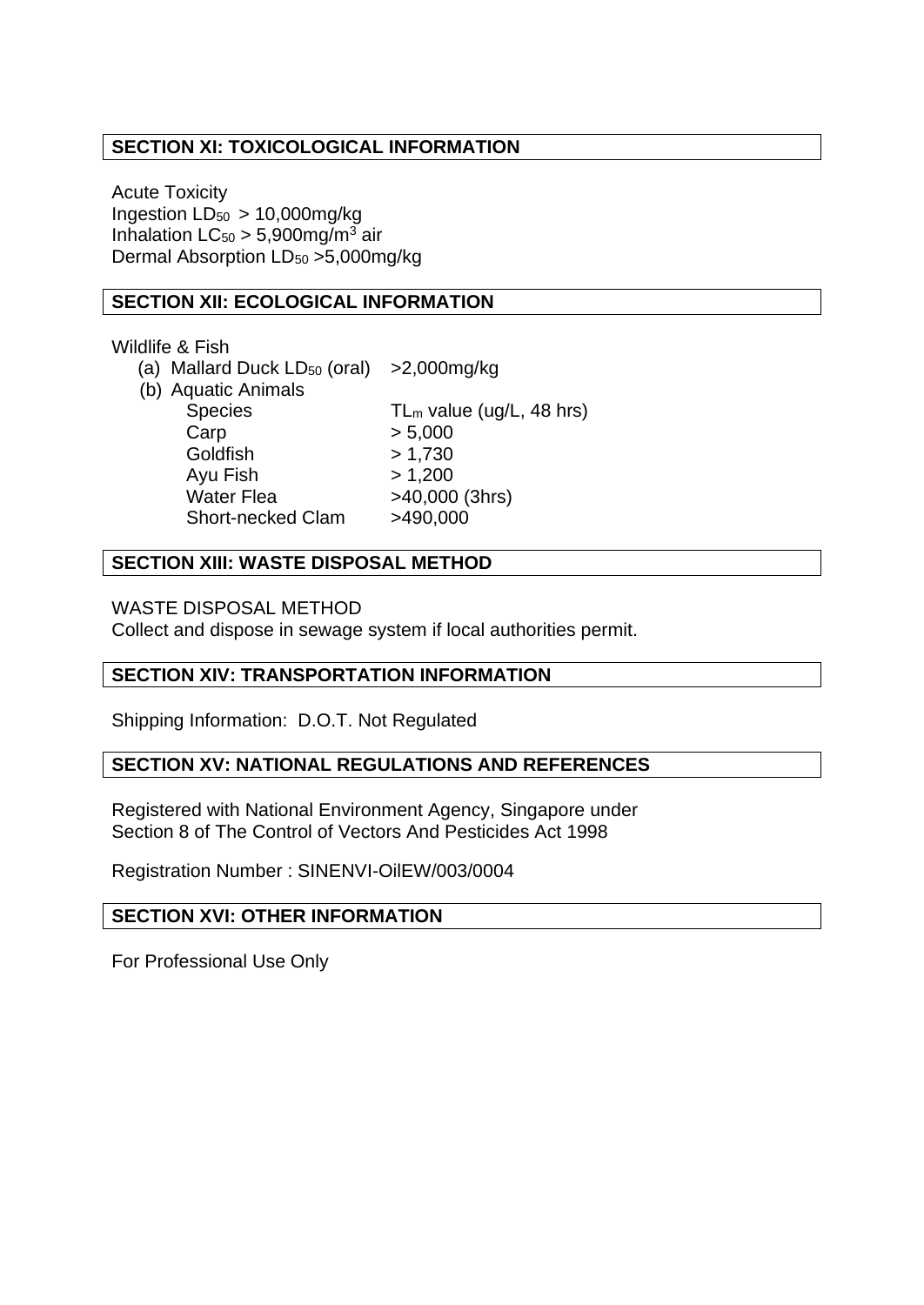## SECTION XI: TOXICOLOGICAL INFORMATION

Acute Toxicity
Ingestion $LD_{50}$ > 10,000mg/kg
Inhalation $LC_{50}$ > 5,900mg/$m^3$ air
Dermal Absorption $LD_{50}$ >5,000mg/kg

## SECTION XII: ECOLOGICAL INFORMATION

Wildlife & Fish

(a) Mallard Duck $LD_{50}$ (oral) >2,000mg/kg

(b) Aquatic Animals

| Species | $TL_m$ value (ug/L, 48 hrs) |
|---|---|
| Carp | > 5,000 |
| Goldfish | > 1,730 |
| Ayu Fish | > 1,200 |
| Water Flea | >40,000 (3hrs) |
| Short-necked Clam | >490,000 |

## SECTION XIII: WASTE DISPOSAL METHOD

WASTE DISPOSAL METHOD
Collect and dispose in sewage system if local authorities permit.

## SECTION XIV: TRANSPORTATION INFORMATION

Shipping Information: D.O.T. Not Regulated

## SECTION XV: NATIONAL REGULATIONS AND REFERENCES

Registered with National Environment Agency, Singapore under Section 8 of The Control of Vectors And Pesticides Act 1998

Registration Number : SINENVI-OilEW/003/0004

## SECTION XVI: OTHER INFORMATION

For Professional Use Only